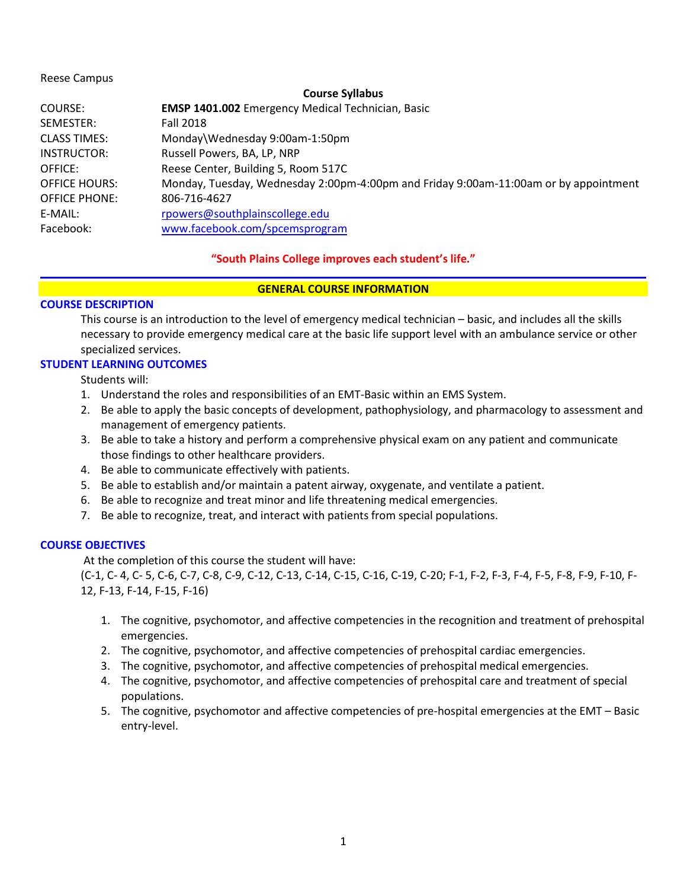Reese Campus

**Course Syllabus**

| | |
|---|---|
| COURSE: | **EMSP 1401.002** Emergency Medical Technician, Basic |
| SEMESTER: | Fall 2018 |
| CLASS TIMES: | Monday\Wednesday 9:00am-1:50pm |
| INSTRUCTOR: | Russell Powers, BA, LP, NRP |
| OFFICE: | Reese Center, Building 5, Room 517C |
| OFFICE HOURS: | Monday, Tuesday, Wednesday 2:00pm-4:00pm and Friday 9:00am-11:00am or by appointment |
| OFFICE PHONE: | 806-716-4627 |
| E-MAIL: | rpowers@southplainscollege.edu |
| Facebook: | www.facebook.com/spcemsprogram |

**"South Plains College improves each student's life."**

## GENERAL COURSE INFORMATION

### COURSE DESCRIPTION

This course is an introduction to the level of emergency medical technician – basic, and includes all the skills necessary to provide emergency medical care at the basic life support level with an ambulance service or other specialized services.

### STUDENT LEARNING OUTCOMES

Students will:

1. Understand the roles and responsibilities of an EMT-Basic within an EMS System.
2. Be able to apply the basic concepts of development, pathophysiology, and pharmacology to assessment and management of emergency patients.
3. Be able to take a history and perform a comprehensive physical exam on any patient and communicate those findings to other healthcare providers.
4. Be able to communicate effectively with patients.
5. Be able to establish and/or maintain a patent airway, oxygenate, and ventilate a patient.
6. Be able to recognize and treat minor and life threatening medical emergencies.
7. Be able to recognize, treat, and interact with patients from special populations.

### COURSE OBJECTIVES

At the completion of this course the student will have:
(C-1, C- 4, C- 5, C-6, C-7, C-8, C-9, C-12, C-13, C-14, C-15, C-16, C-19, C-20; F-1, F-2, F-3, F-4, F-5, F-8, F-9, F-10, F-12, F-13, F-14, F-15, F-16)

1. The cognitive, psychomotor, and affective competencies in the recognition and treatment of prehospital emergencies.
2. The cognitive, psychomotor, and affective competencies of prehospital cardiac emergencies.
3. The cognitive, psychomotor, and affective competencies of prehospital medical emergencies.
4. The cognitive, psychomotor, and affective competencies of prehospital care and treatment of special populations.
5. The cognitive, psychomotor and affective competencies of pre-hospital emergencies at the EMT – Basic entry-level.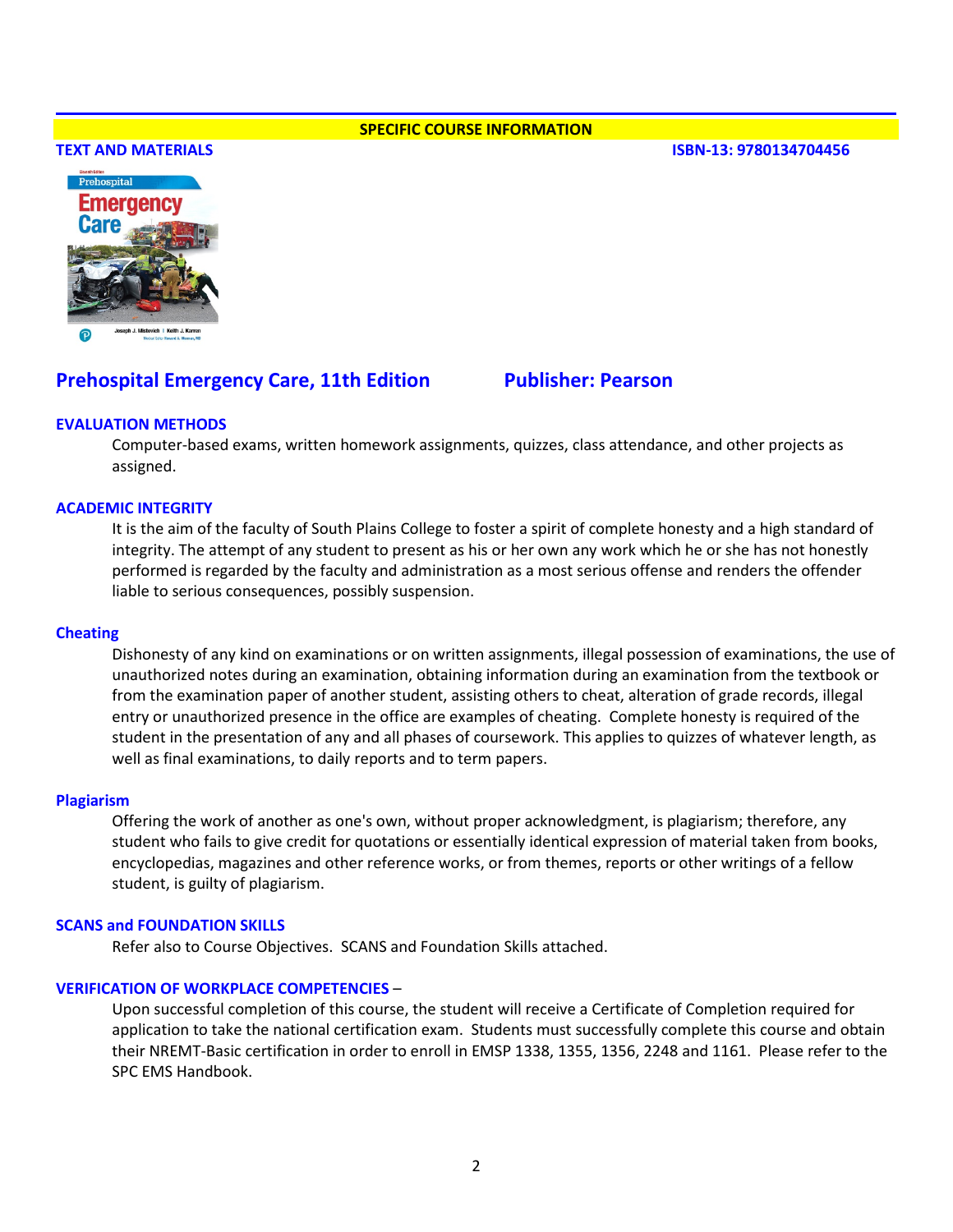## SPECIFIC COURSE INFORMATION

### TEXT AND MATERIALS

**ISBN-13: 9780134704456**

**Prehospital Emergency Care, 11th Edition** **Publisher: Pearson**

### EVALUATION METHODS

Computer-based exams, written homework assignments, quizzes, class attendance, and other projects as assigned.

### ACADEMIC INTEGRITY

It is the aim of the faculty of South Plains College to foster a spirit of complete honesty and a high standard of integrity. The attempt of any student to present as his or her own any work which he or she has not honestly performed is regarded by the faculty and administration as a most serious offense and renders the offender liable to serious consequences, possibly suspension.

### Cheating

Dishonesty of any kind on examinations or on written assignments, illegal possession of examinations, the use of unauthorized notes during an examination, obtaining information during an examination from the textbook or from the examination paper of another student, assisting others to cheat, alteration of grade records, illegal entry or unauthorized presence in the office are examples of cheating. Complete honesty is required of the student in the presentation of any and all phases of coursework. This applies to quizzes of whatever length, as well as final examinations, to daily reports and to term papers.

### Plagiarism

Offering the work of another as one's own, without proper acknowledgment, is plagiarism; therefore, any student who fails to give credit for quotations or essentially identical expression of material taken from books, encyclopedias, magazines and other reference works, or from themes, reports or other writings of a fellow student, is guilty of plagiarism.

### SCANS and FOUNDATION SKILLS

Refer also to Course Objectives. SCANS and Foundation Skills attached.

### VERIFICATION OF WORKPLACE COMPETENCIES –

Upon successful completion of this course, the student will receive a Certificate of Completion required for application to take the national certification exam. Students must successfully complete this course and obtain their NREMT-Basic certification in order to enroll in EMSP 1338, 1355, 1356, 2248 and 1161. Please refer to the SPC EMS Handbook.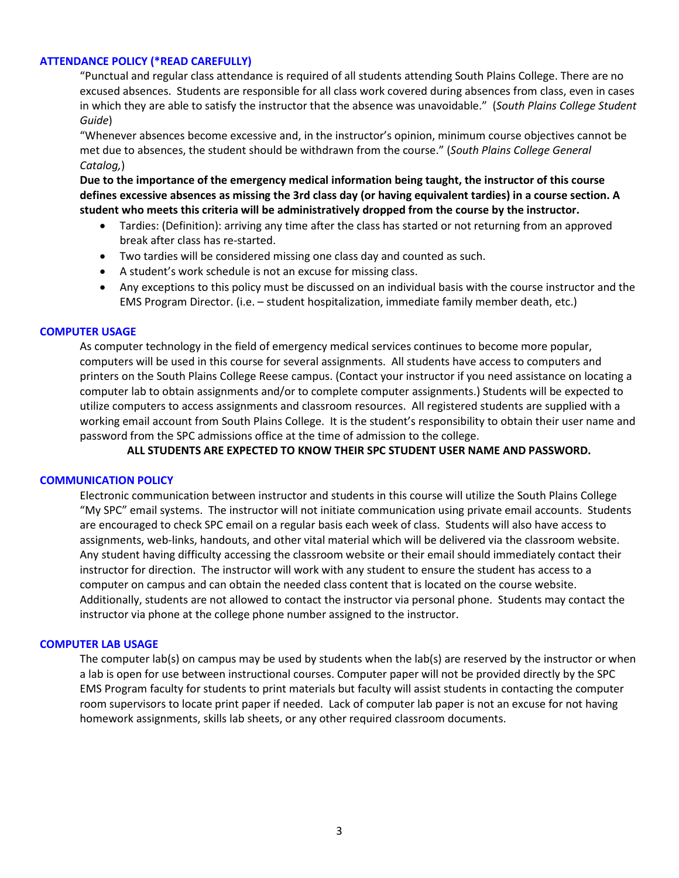## ATTENDANCE POLICY (*READ CAREFULLY)

"Punctual and regular class attendance is required of all students attending South Plains College. There are no excused absences. Students are responsible for all class work covered during absences from class, even in cases in which they are able to satisfy the instructor that the absence was unavoidable." (*South Plains College Student Guide*)

"Whenever absences become excessive and, in the instructor's opinion, minimum course objectives cannot be met due to absences, the student should be withdrawn from the course." (*South Plains College General Catalog,*)

**Due to the importance of the emergency medical information being taught, the instructor of this course defines excessive absences as missing the 3rd class day (or having equivalent tardies) in a course section. A student who meets this criteria will be administratively dropped from the course by the instructor.**

- Tardies: (Definition): arriving any time after the class has started or not returning from an approved break after class has re-started.
- Two tardies will be considered missing one class day and counted as such.
- A student's work schedule is not an excuse for missing class.
- Any exceptions to this policy must be discussed on an individual basis with the course instructor and the EMS Program Director. (i.e. – student hospitalization, immediate family member death, etc.)

## COMPUTER USAGE

As computer technology in the field of emergency medical services continues to become more popular, computers will be used in this course for several assignments. All students have access to computers and printers on the South Plains College Reese campus. (Contact your instructor if you need assistance on locating a computer lab to obtain assignments and/or to complete computer assignments.) Students will be expected to utilize computers to access assignments and classroom resources. All registered students are supplied with a working email account from South Plains College. It is the student's responsibility to obtain their user name and password from the SPC admissions office at the time of admission to the college.

**ALL STUDENTS ARE EXPECTED TO KNOW THEIR SPC STUDENT USER NAME AND PASSWORD.**

## COMMUNICATION POLICY

Electronic communication between instructor and students in this course will utilize the South Plains College "My SPC" email systems. The instructor will not initiate communication using private email accounts. Students are encouraged to check SPC email on a regular basis each week of class. Students will also have access to assignments, web-links, handouts, and other vital material which will be delivered via the classroom website. Any student having difficulty accessing the classroom website or their email should immediately contact their instructor for direction. The instructor will work with any student to ensure the student has access to a computer on campus and can obtain the needed class content that is located on the course website. Additionally, students are not allowed to contact the instructor via personal phone. Students may contact the instructor via phone at the college phone number assigned to the instructor.

## COMPUTER LAB USAGE

The computer lab(s) on campus may be used by students when the lab(s) are reserved by the instructor or when a lab is open for use between instructional courses. Computer paper will not be provided directly by the SPC EMS Program faculty for students to print materials but faculty will assist students in contacting the computer room supervisors to locate print paper if needed. Lack of computer lab paper is not an excuse for not having homework assignments, skills lab sheets, or any other required classroom documents.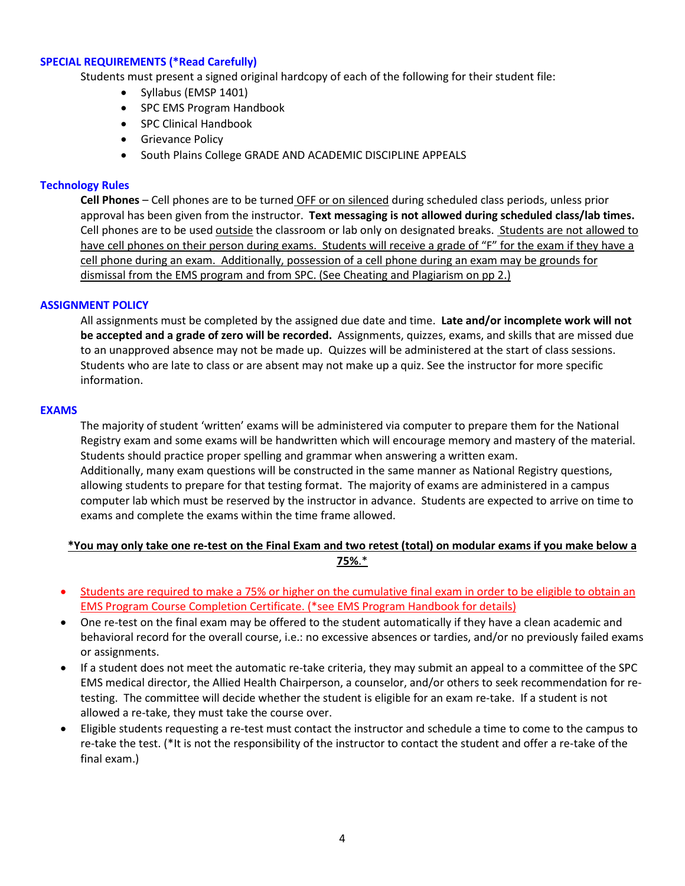### SPECIAL REQUIREMENTS (*Read Carefully)

Students must present a signed original hardcopy of each of the following for their student file:

- Syllabus (EMSP 1401)
- SPC EMS Program Handbook
- SPC Clinical Handbook
- Grievance Policy
- South Plains College GRADE AND ACADEMIC DISCIPLINE APPEALS

### Technology Rules

**Cell Phones** – Cell phones are to be turned OFF or on silenced during scheduled class periods, unless prior approval has been given from the instructor. **Text messaging is not allowed during scheduled class/lab times.** Cell phones are to be used outside the classroom or lab only on designated breaks. Students are not allowed to have cell phones on their person during exams. Students will receive a grade of "F" for the exam if they have a cell phone during an exam. Additionally, possession of a cell phone during an exam may be grounds for dismissal from the EMS program and from SPC. (See Cheating and Plagiarism on pp 2.)

### ASSIGNMENT POLICY

All assignments must be completed by the assigned due date and time. **Late and/or incomplete work will not be accepted and a grade of zero will be recorded.** Assignments, quizzes, exams, and skills that are missed due to an unapproved absence may not be made up. Quizzes will be administered at the start of class sessions. Students who are late to class or are absent may not make up a quiz. See the instructor for more specific information.

### EXAMS

The majority of student 'written' exams will be administered via computer to prepare them for the National Registry exam and some exams will be handwritten which will encourage memory and mastery of the material. Students should practice proper spelling and grammar when answering a written exam.
Additionally, many exam questions will be constructed in the same manner as National Registry questions, allowing students to prepare for that testing format. The majority of exams are administered in a campus computer lab which must be reserved by the instructor in advance. Students are expected to arrive on time to exams and complete the exams within the time frame allowed.

**\*You may only take one re-test on the Final Exam and two retest (total) on modular exams if you make below a 75%.\***

- Students are required to make a 75% or higher on the cumulative final exam in order to be eligible to obtain an EMS Program Course Completion Certificate. (*see EMS Program Handbook for details)
- One re-test on the final exam may be offered to the student automatically if they have a clean academic and behavioral record for the overall course, i.e.: no excessive absences or tardies, and/or no previously failed exams or assignments.
- If a student does not meet the automatic re-take criteria, they may submit an appeal to a committee of the SPC EMS medical director, the Allied Health Chairperson, a counselor, and/or others to seek recommendation for re-testing. The committee will decide whether the student is eligible for an exam re-take. If a student is not allowed a re-take, they must take the course over.
- Eligible students requesting a re-test must contact the instructor and schedule a time to come to the campus to re-take the test. (*It is not the responsibility of the instructor to contact the student and offer a re-take of the final exam.)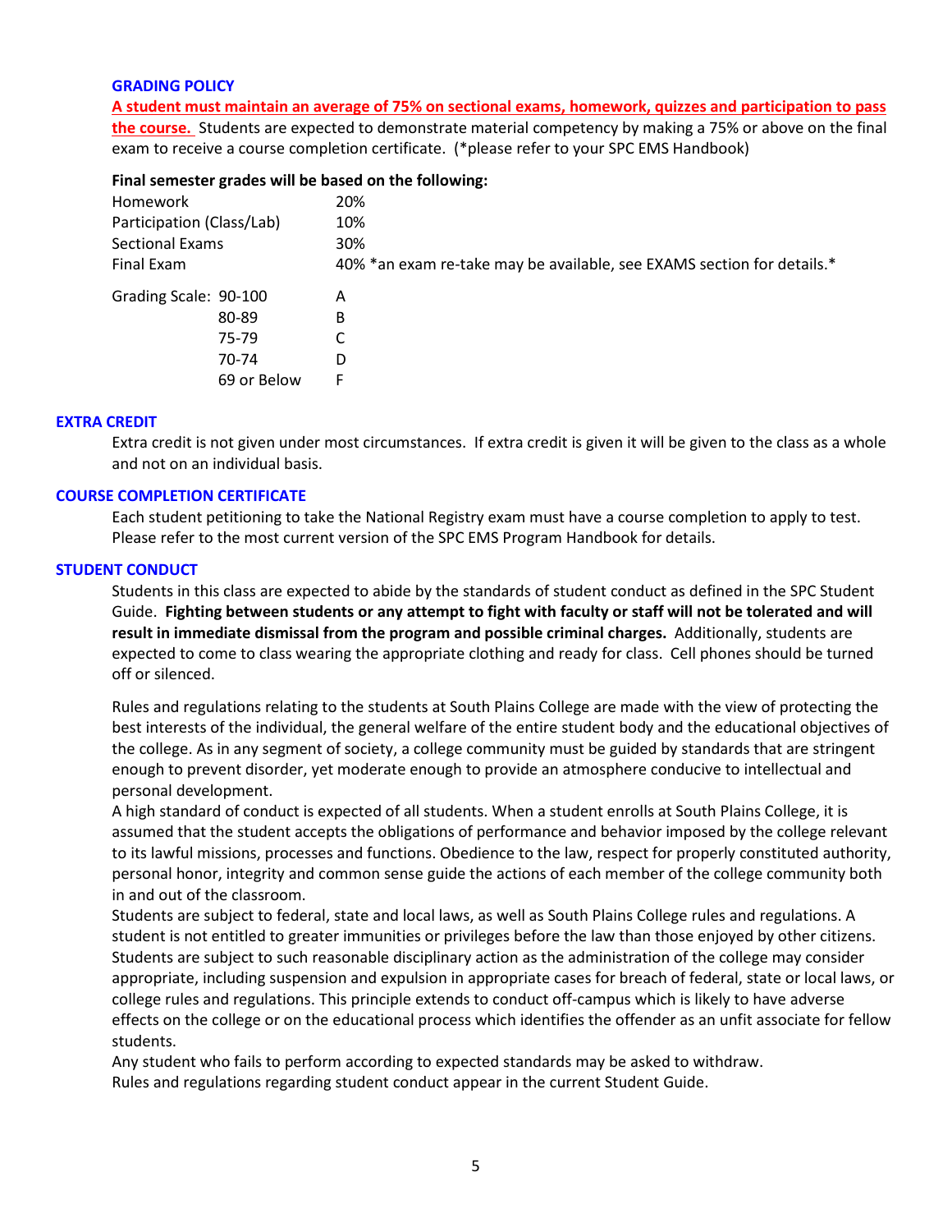## GRADING POLICY

**A student must maintain an average of 75% on sectional exams, homework, quizzes and participation to pass the course.** Students are expected to demonstrate material competency by making a 75% or above on the final exam to receive a course completion certificate. (*please refer to your SPC EMS Handbook)

**Final semester grades will be based on the following:**

| | |
|---|---|
| Homework | 20% |
| Participation (Class/Lab) | 10% |
| Sectional Exams | 30% |
| Final Exam | 40% *an exam re-take may be available, see EXAMS section for details.* |

| Grading Scale: | |
|---|---|
| 90-100 | A |
| 80-89 | B |
| 75-79 | C |
| 70-74 | D |
| 69 or Below | F |

## EXTRA CREDIT

Extra credit is not given under most circumstances. If extra credit is given it will be given to the class as a whole and not on an individual basis.

## COURSE COMPLETION CERTIFICATE

Each student petitioning to take the National Registry exam must have a course completion to apply to test. Please refer to the most current version of the SPC EMS Program Handbook for details.

## STUDENT CONDUCT

Students in this class are expected to abide by the standards of student conduct as defined in the SPC Student Guide. **Fighting between students or any attempt to fight with faculty or staff will not be tolerated and will result in immediate dismissal from the program and possible criminal charges.** Additionally, students are expected to come to class wearing the appropriate clothing and ready for class. Cell phones should be turned off or silenced.

Rules and regulations relating to the students at South Plains College are made with the view of protecting the best interests of the individual, the general welfare of the entire student body and the educational objectives of the college. As in any segment of society, a college community must be guided by standards that are stringent enough to prevent disorder, yet moderate enough to provide an atmosphere conducive to intellectual and personal development.

A high standard of conduct is expected of all students. When a student enrolls at South Plains College, it is assumed that the student accepts the obligations of performance and behavior imposed by the college relevant to its lawful missions, processes and functions. Obedience to the law, respect for properly constituted authority, personal honor, integrity and common sense guide the actions of each member of the college community both in and out of the classroom.

Students are subject to federal, state and local laws, as well as South Plains College rules and regulations. A student is not entitled to greater immunities or privileges before the law than those enjoyed by other citizens. Students are subject to such reasonable disciplinary action as the administration of the college may consider appropriate, including suspension and expulsion in appropriate cases for breach of federal, state or local laws, or college rules and regulations. This principle extends to conduct off-campus which is likely to have adverse effects on the college or on the educational process which identifies the offender as an unfit associate for fellow students.

Any student who fails to perform according to expected standards may be asked to withdraw.

Rules and regulations regarding student conduct appear in the current Student Guide.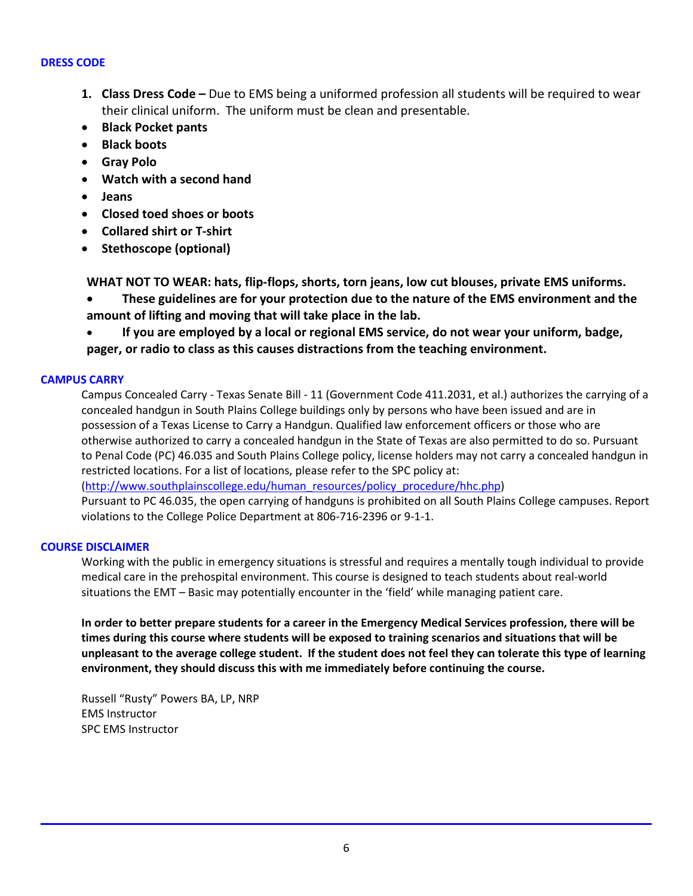## DRESS CODE

1. **Class Dress Code –** Due to EMS being a uniformed profession all students will be required to wear their clinical uniform. The uniform must be clean and presentable.

- **Black Pocket pants**
- **Black boots**
- **Gray Polo**
- **Watch with a second hand**
- **Jeans**
- **Closed toed shoes or boots**
- **Collared shirt or T-shirt**
- **Stethoscope (optional)**

**WHAT NOT TO WEAR: hats, flip-flops, shorts, torn jeans, low cut blouses, private EMS uniforms.**

- **These guidelines are for your protection due to the nature of the EMS environment and the amount of lifting and moving that will take place in the lab.**
- **If you are employed by a local or regional EMS service, do not wear your uniform, badge, pager, or radio to class as this causes distractions from the teaching environment.**

## CAMPUS CARRY

Campus Concealed Carry - Texas Senate Bill - 11 (Government Code 411.2031, et al.) authorizes the carrying of a concealed handgun in South Plains College buildings only by persons who have been issued and are in possession of a Texas License to Carry a Handgun. Qualified law enforcement officers or those who are otherwise authorized to carry a concealed handgun in the State of Texas are also permitted to do so. Pursuant to Penal Code (PC) 46.035 and South Plains College policy, license holders may not carry a concealed handgun in restricted locations. For a list of locations, please refer to the SPC policy at:
(http://www.southplainscollege.edu/human_resources/policy_procedure/hhc.php)
Pursuant to PC 46.035, the open carrying of handguns is prohibited on all South Plains College campuses. Report violations to the College Police Department at 806-716-2396 or 9-1-1.

## COURSE DISCLAIMER

Working with the public in emergency situations is stressful and requires a mentally tough individual to provide medical care in the prehospital environment. This course is designed to teach students about real-world situations the EMT – Basic may potentially encounter in the 'field' while managing patient care.

**In order to better prepare students for a career in the Emergency Medical Services profession, there will be times during this course where students will be exposed to training scenarios and situations that will be unpleasant to the average college student. If the student does not feel they can tolerate this type of learning environment, they should discuss this with me immediately before continuing the course.**

Russell "Rusty" Powers BA, LP, NRP
EMS Instructor
SPC EMS Instructor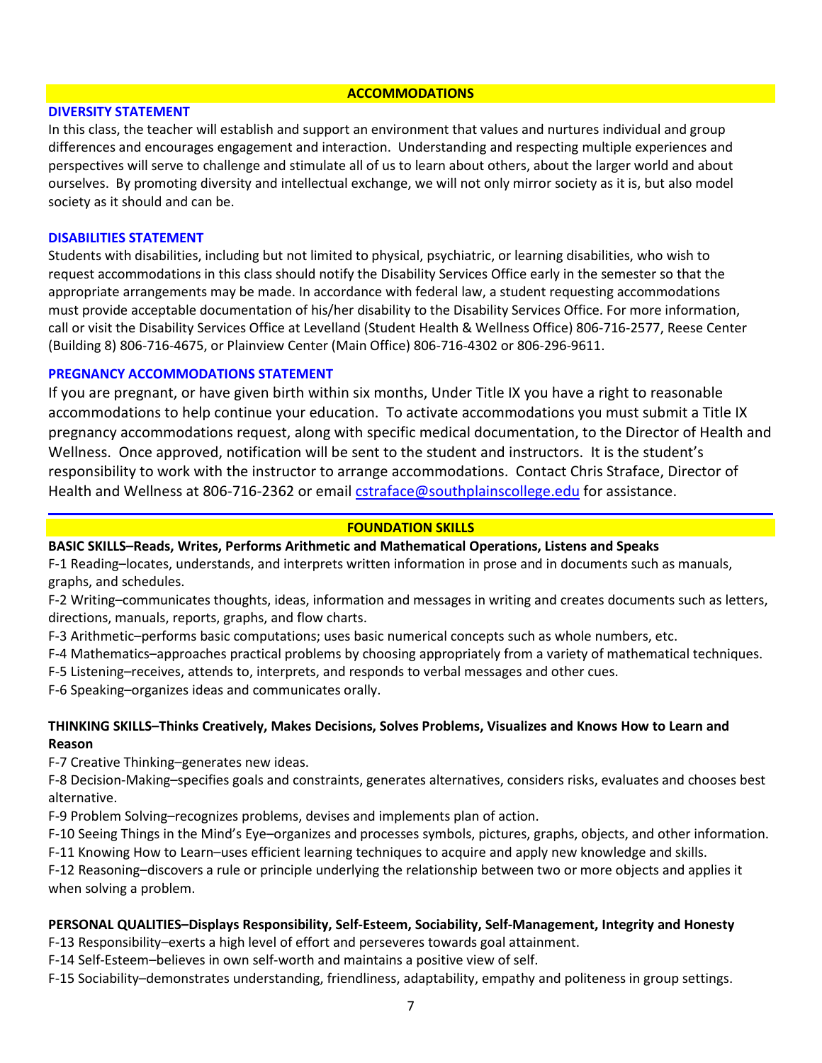## ACCOMMODATIONS

### DIVERSITY STATEMENT

In this class, the teacher will establish and support an environment that values and nurtures individual and group differences and encourages engagement and interaction. Understanding and respecting multiple experiences and perspectives will serve to challenge and stimulate all of us to learn about others, about the larger world and about ourselves. By promoting diversity and intellectual exchange, we will not only mirror society as it is, but also model society as it should and can be.

### DISABILITIES STATEMENT

Students with disabilities, including but not limited to physical, psychiatric, or learning disabilities, who wish to request accommodations in this class should notify the Disability Services Office early in the semester so that the appropriate arrangements may be made. In accordance with federal law, a student requesting accommodations must provide acceptable documentation of his/her disability to the Disability Services Office. For more information, call or visit the Disability Services Office at Levelland (Student Health & Wellness Office) 806-716-2577, Reese Center (Building 8) 806-716-4675, or Plainview Center (Main Office) 806-716-4302 or 806-296-9611.

### PREGNANCY ACCOMMODATIONS STATEMENT

If you are pregnant, or have given birth within six months, Under Title IX you have a right to reasonable accommodations to help continue your education. To activate accommodations you must submit a Title IX pregnancy accommodations request, along with specific medical documentation, to the Director of Health and Wellness. Once approved, notification will be sent to the student and instructors. It is the student's responsibility to work with the instructor to arrange accommodations. Contact Chris Straface, Director of Health and Wellness at 806-716-2362 or email [cstraface@southplainscollege.edu](mailto:cstraface@southplainscollege.edu) for assistance.

## FOUNDATION SKILLS

**BASIC SKILLS–Reads, Writes, Performs Arithmetic and Mathematical Operations, Listens and Speaks**

F-1 Reading–locates, understands, and interprets written information in prose and in documents such as manuals, graphs, and schedules.

F-2 Writing–communicates thoughts, ideas, information and messages in writing and creates documents such as letters, directions, manuals, reports, graphs, and flow charts.

F-3 Arithmetic–performs basic computations; uses basic numerical concepts such as whole numbers, etc.

F-4 Mathematics–approaches practical problems by choosing appropriately from a variety of mathematical techniques.

F-5 Listening–receives, attends to, interprets, and responds to verbal messages and other cues.

F-6 Speaking–organizes ideas and communicates orally.

**THINKING SKILLS–Thinks Creatively, Makes Decisions, Solves Problems, Visualizes and Knows How to Learn and Reason**

F-7 Creative Thinking–generates new ideas.

F-8 Decision-Making–specifies goals and constraints, generates alternatives, considers risks, evaluates and chooses best alternative.

F-9 Problem Solving–recognizes problems, devises and implements plan of action.

F-10 Seeing Things in the Mind's Eye–organizes and processes symbols, pictures, graphs, objects, and other information.

F-11 Knowing How to Learn–uses efficient learning techniques to acquire and apply new knowledge and skills.

F-12 Reasoning–discovers a rule or principle underlying the relationship between two or more objects and applies it when solving a problem.

**PERSONAL QUALITIES–Displays Responsibility, Self-Esteem, Sociability, Self-Management, Integrity and Honesty**

F-13 Responsibility–exerts a high level of effort and perseveres towards goal attainment.

F-14 Self-Esteem–believes in own self-worth and maintains a positive view of self.

F-15 Sociability–demonstrates understanding, friendliness, adaptability, empathy and politeness in group settings.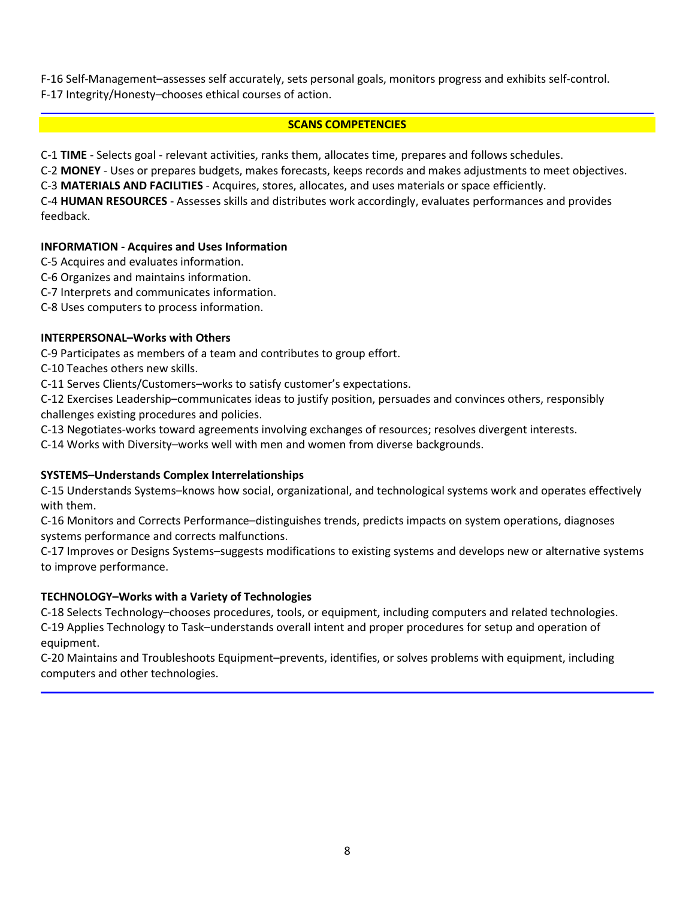F-16 Self-Management–assesses self accurately, sets personal goals, monitors progress and exhibits self-control.
F-17 Integrity/Honesty–chooses ethical courses of action.

## SCANS COMPETENCIES

C-1 **TIME** - Selects goal - relevant activities, ranks them, allocates time, prepares and follows schedules.
C-2 **MONEY** - Uses or prepares budgets, makes forecasts, keeps records and makes adjustments to meet objectives.
C-3 **MATERIALS AND FACILITIES** - Acquires, stores, allocates, and uses materials or space efficiently.
C-4 **HUMAN RESOURCES** - Assesses skills and distributes work accordingly, evaluates performances and provides feedback.

**INFORMATION - Acquires and Uses Information**

C-5 Acquires and evaluates information.
C-6 Organizes and maintains information.
C-7 Interprets and communicates information.
C-8 Uses computers to process information.

**INTERPERSONAL–Works with Others**

C-9 Participates as members of a team and contributes to group effort.
C-10 Teaches others new skills.
C-11 Serves Clients/Customers–works to satisfy customer's expectations.
C-12 Exercises Leadership–communicates ideas to justify position, persuades and convinces others, responsibly challenges existing procedures and policies.
C-13 Negotiates-works toward agreements involving exchanges of resources; resolves divergent interests.
C-14 Works with Diversity–works well with men and women from diverse backgrounds.

**SYSTEMS–Understands Complex Interrelationships**

C-15 Understands Systems–knows how social, organizational, and technological systems work and operates effectively with them.
C-16 Monitors and Corrects Performance–distinguishes trends, predicts impacts on system operations, diagnoses systems performance and corrects malfunctions.
C-17 Improves or Designs Systems–suggests modifications to existing systems and develops new or alternative systems to improve performance.

**TECHNOLOGY–Works with a Variety of Technologies**

C-18 Selects Technology–chooses procedures, tools, or equipment, including computers and related technologies.
C-19 Applies Technology to Task–understands overall intent and proper procedures for setup and operation of equipment.
C-20 Maintains and Troubleshoots Equipment–prevents, identifies, or solves problems with equipment, including computers and other technologies.